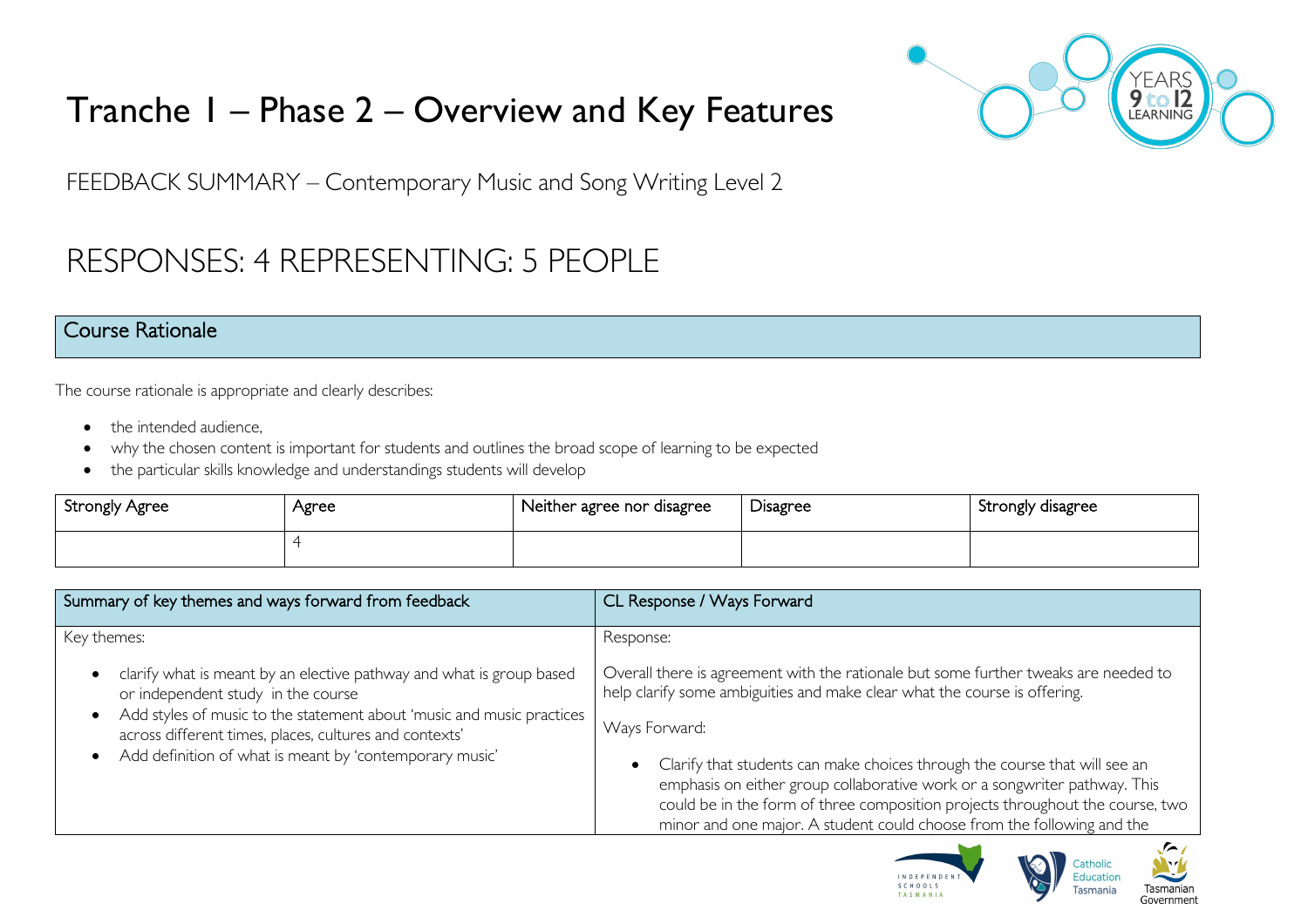# Tranche 1 – Phase 2 – Overview and Key Features

FEEDBACK SUMMARY – Contemporary Music and Song Writing Level 2

## RESPONSES: 4 REPRESENTING: 5 PEOPLE

## Course Rationale

The course rationale is appropriate and clearly describes:

- the intended audience,
- why the chosen content is important for students and outlines the broad scope of learning to be expected
- the particular skills knowledge and understandings students will develop

| Strongly Agree | Agree | Neither agree nor disagree | Disagree | Strongly disagree |
|---|---|---|---|---|
| | 4 | | | |

| Summary of key themes and ways forward from feedback | CL Response / Ways Forward |
|---|---|
| Key themes:<br><br>- clarify what is meant by an elective pathway and what is group based or independent study in the course<br>- Add styles of music to the statement about 'music and music practices across different times, places, cultures and contexts'<br>- Add definition of what is meant by 'contemporary music' | Response:<br><br>Overall there is agreement with the rationale but some further tweaks are needed to help clarify some ambiguities and make clear what the course is offering.<br><br>Ways Forward:<br><br>- Clarify that students can make choices through the course that will see an emphasis on either group collaborative work or a songwriter pathway. This could be in the form of three composition projects throughout the course, two minor and one major. A student could choose from the following and the |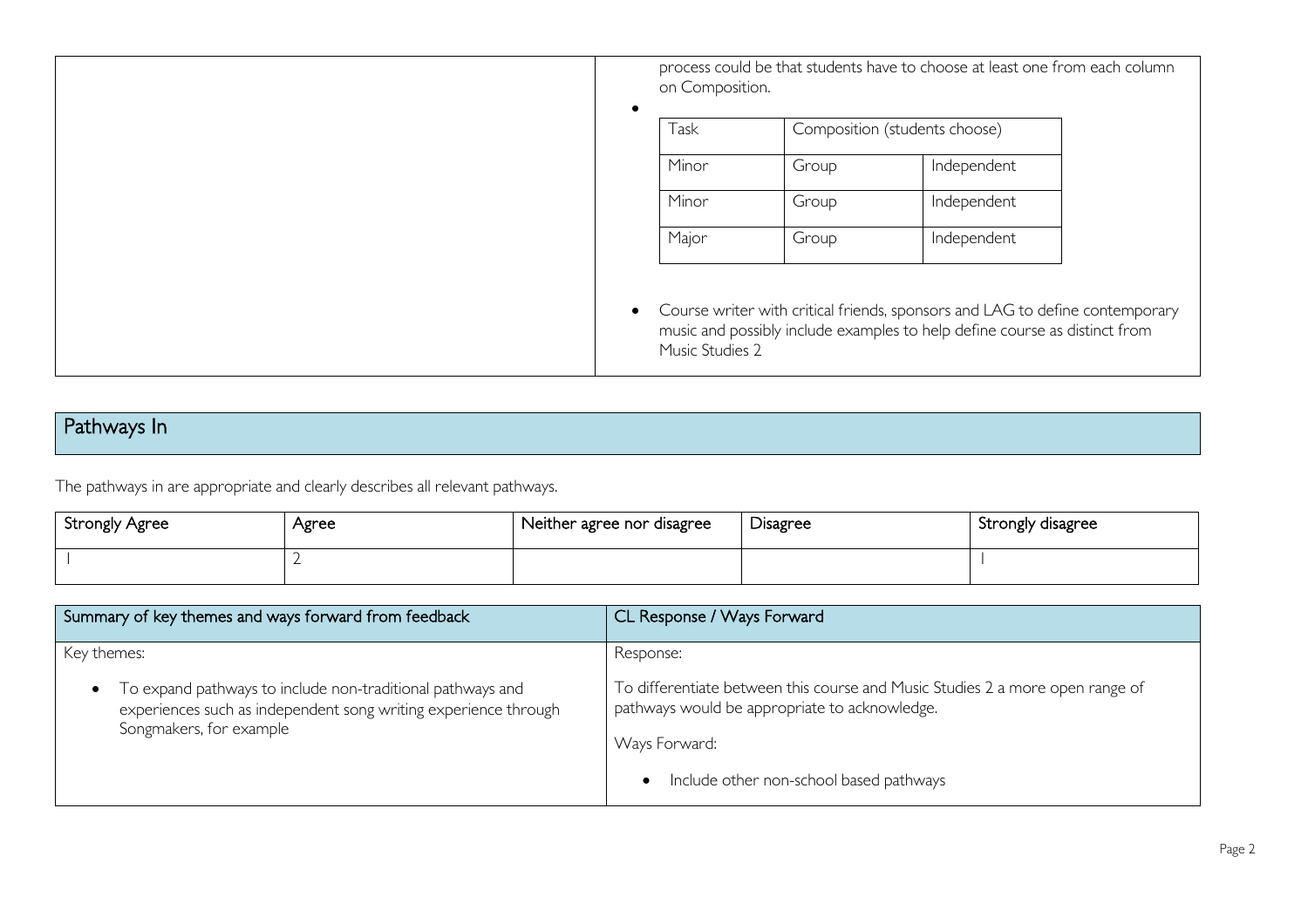| | |
|---|---|
| | process could be that students have to choose at least one from each column on Composition.<br><br>• <table><tr><td>Task</td><td>Composition (students choose)</td><td></td></tr><tr><td>Minor</td><td>Group</td><td>Independent</td></tr><tr><td>Minor</td><td>Group</td><td>Independent</td></tr><tr><td>Major</td><td>Group</td><td>Independent</td></tr></table><br>• Course writer with critical friends, sponsors and LAG to define contemporary music and possibly include examples to help define course as distinct from Music Studies 2 |

## Pathways In

The pathways in are appropriate and clearly describes all relevant pathways.

| Strongly Agree | Agree | Neither agree nor disagree | Disagree | Strongly disagree |
|---|---|---|---|---|
| 1 | 2 | | | 1 |

| Summary of key themes and ways forward from feedback | CL Response / Ways Forward |
|---|---|
| Key themes:<br><br>• To expand pathways to include non-traditional pathways and experiences such as independent song writing experience through Songmakers, for example | Response:<br><br>To differentiate between this course and Music Studies 2 a more open range of pathways would be appropriate to acknowledge.<br><br>Ways Forward:<br><br>• Include other non-school based pathways |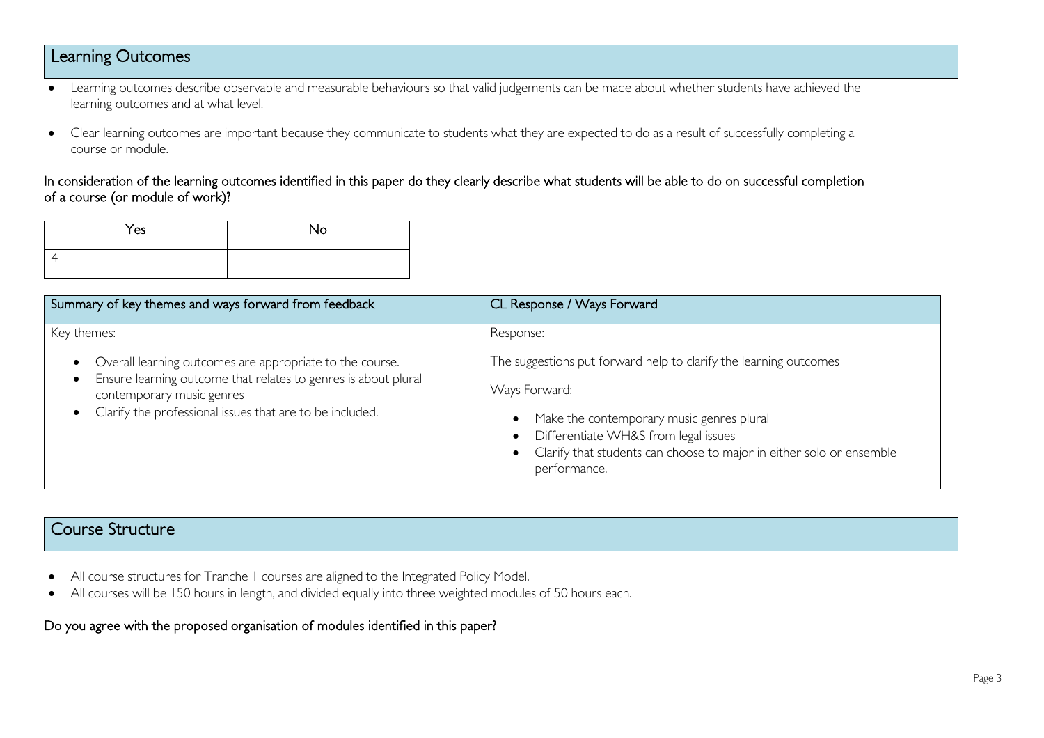## Learning Outcomes

- Learning outcomes describe observable and measurable behaviours so that valid judgements can be made about whether students have achieved the learning outcomes and at what level.
- Clear learning outcomes are important because they communicate to students what they are expected to do as a result of successfully completing a course or module.

In consideration of the learning outcomes identified in this paper do they clearly describe what students will be able to do on successful completion of a course (or module of work)?

| Yes | No |
|---|---|
| 4 | |

| Summary of key themes and ways forward from feedback | CL Response / Ways Forward |
|---|---|
| Key themes:<br><ul><li>Overall learning outcomes are appropriate to the course.</li><li>Ensure learning outcome that relates to genres is about plural contemporary music genres</li><li>Clarify the professional issues that are to be included.</li></ul> | Response:<br>The suggestions put forward help to clarify the learning outcomes<br>Ways Forward:<br><ul><li>Make the contemporary music genres plural</li><li>Differentiate WH&S from legal issues</li><li>Clarify that students can choose to major in either solo or ensemble performance.</li></ul> |

## Course Structure

- All course structures for Tranche 1 courses are aligned to the Integrated Policy Model.
- All courses will be 150 hours in length, and divided equally into three weighted modules of 50 hours each.

Do you agree with the proposed organisation of modules identified in this paper?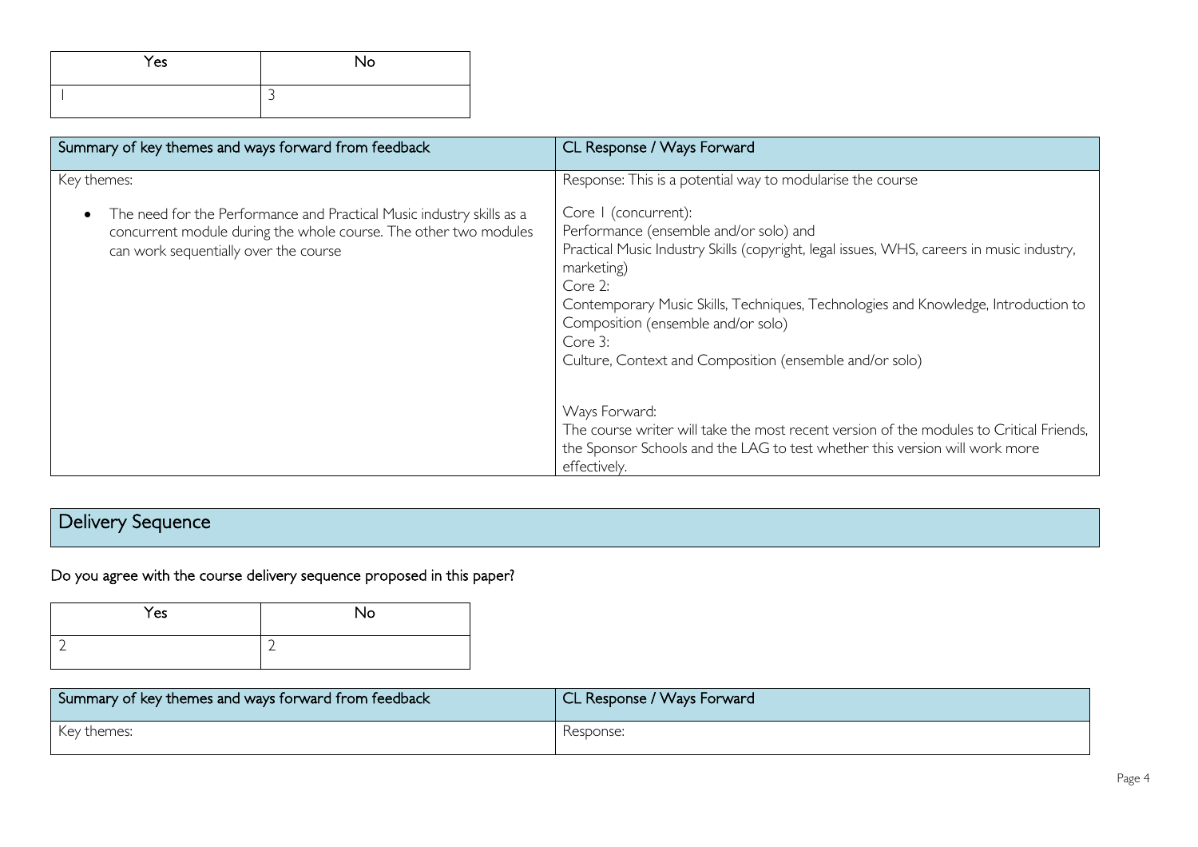| Yes | No |
| --- | --- |
| 1 | 3 |

| Summary of key themes and ways forward from feedback | CL Response / Ways Forward |
| --- | --- |
| Key themes:<br><br>• The need for the Performance and Practical Music industry skills as a concurrent module during the whole course. The other two modules can work sequentially over the course | Response: This is a potential way to modularise the course<br><br>Core 1 (concurrent):<br>Performance (ensemble and/or solo) and<br>Practical Music Industry Skills (copyright, legal issues, WHS, careers in music industry, marketing)<br>Core 2:<br>Contemporary Music Skills, Techniques, Technologies and Knowledge, Introduction to Composition (ensemble and/or solo)<br>Core 3:<br>Culture, Context and Composition (ensemble and/or solo)<br><br>Ways Forward:<br>The course writer will take the most recent version of the modules to Critical Friends, the Sponsor Schools and the LAG to test whether this version will work more effectively. |

## Delivery Sequence

Do you agree with the course delivery sequence proposed in this paper?

| Yes | No |
| --- | --- |
| 2 | 2 |

| Summary of key themes and ways forward from feedback | CL Response / Ways Forward |
| --- | --- |
| Key themes: | Response: |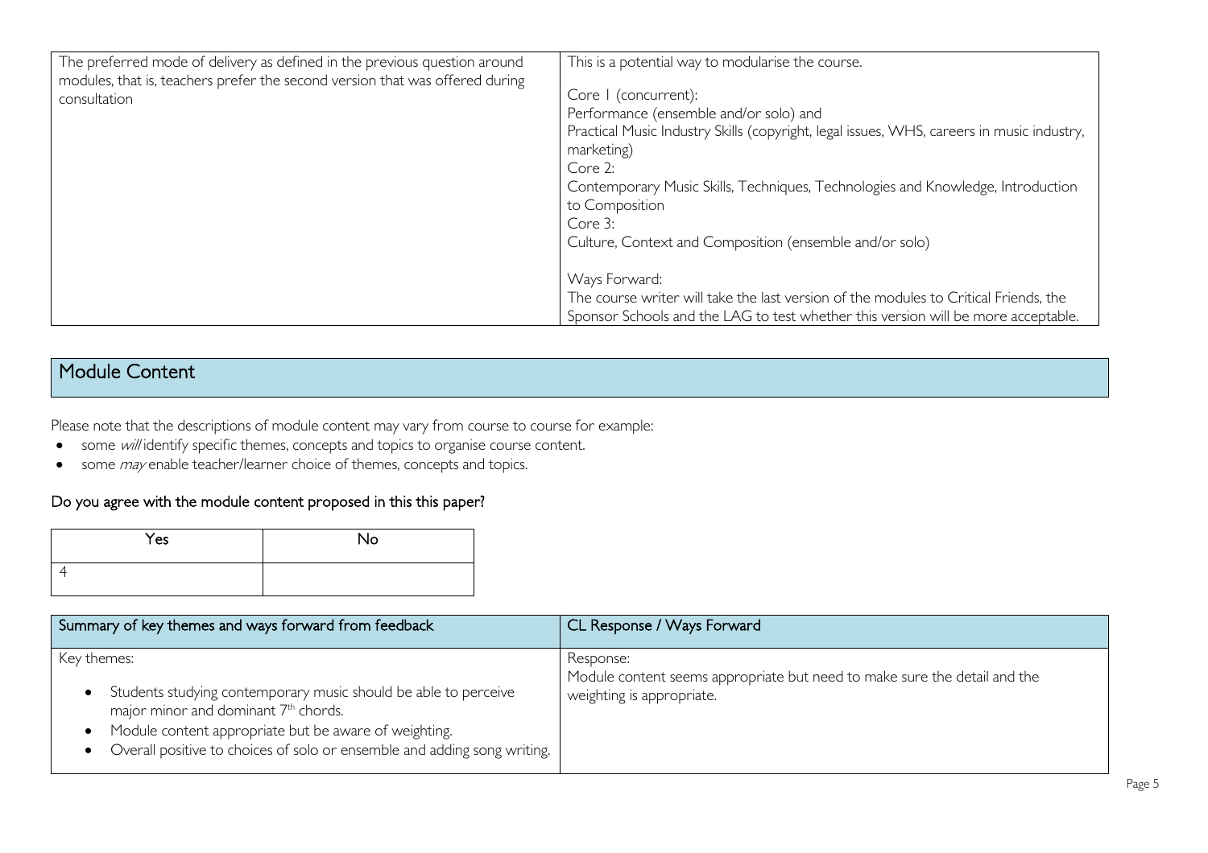| | |
|---|---|
| The preferred mode of delivery as defined in the previous question around modules, that is, teachers prefer the second version that was offered during consultation | This is a potential way to modularise the course.<br><br>Core 1 (concurrent):<br>Performance (ensemble and/or solo) and<br>Practical Music Industry Skills (copyright, legal issues, WHS, careers in music industry, marketing)<br>Core 2:<br>Contemporary Music Skills, Techniques, Technologies and Knowledge, Introduction to Composition<br>Core 3:<br>Culture, Context and Composition (ensemble and/or solo)<br><br>Ways Forward:<br>The course writer will take the last version of the modules to Critical Friends, the Sponsor Schools and the LAG to test whether this version will be more acceptable. |

## Module Content

Please note that the descriptions of module content may vary from course to course for example:

- some *will* identify specific themes, concepts and topics to organise course content.
- some *may* enable teacher/learner choice of themes, concepts and topics.

### Do you agree with the module content proposed in this this paper?

| Yes | No |
|---|---|
| 4 | |

| Summary of key themes and ways forward from feedback | CL Response / Ways Forward |
|---|---|
| Key themes:<br>• Students studying contemporary music should be able to perceive major minor and dominant 7th chords.<br>• Module content appropriate but be aware of weighting.<br>• Overall positive to choices of solo or ensemble and adding song writing. | Response:<br>Module content seems appropriate but need to make sure the detail and the weighting is appropriate. |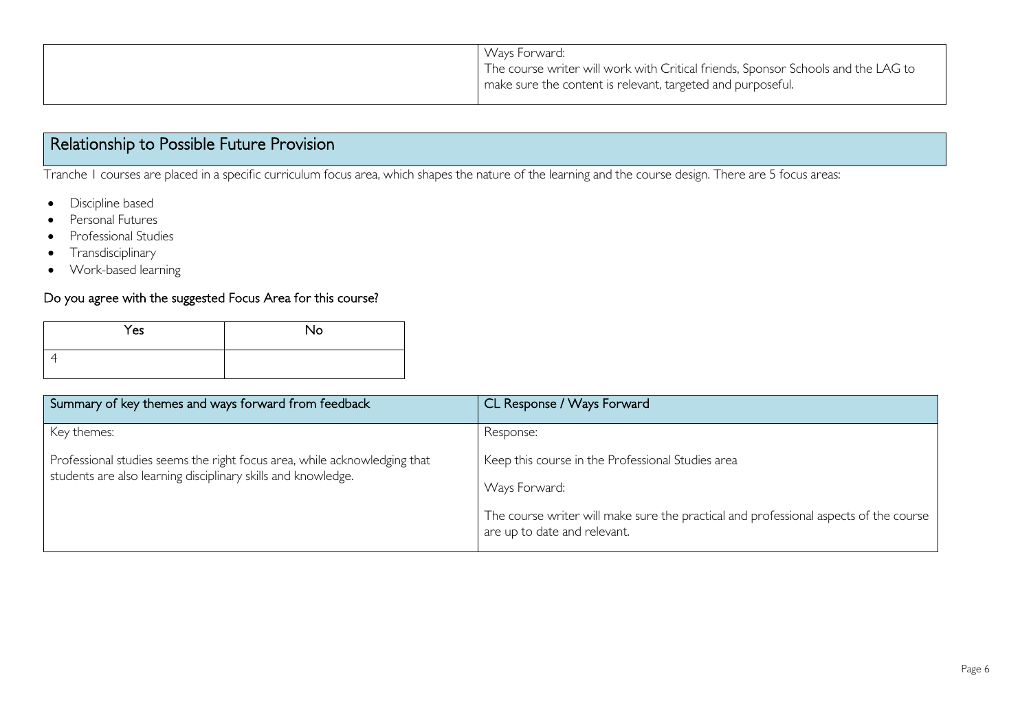| | |
|---|---|
| | Ways Forward:<br>The course writer will work with Critical friends, Sponsor Schools and the LAG to make sure the content is relevant, targeted and purposeful. |

## Relationship to Possible Future Provision

Tranche 1 courses are placed in a specific curriculum focus area, which shapes the nature of the learning and the course design. There are 5 focus areas:

- Discipline based
- Personal Futures
- Professional Studies
- Transdisciplinary
- Work-based learning

### Do you agree with the suggested Focus Area for this course?

| Yes | No |
|---|---|
| 4 | |

| Summary of key themes and ways forward from feedback | CL Response / Ways Forward |
|---|---|
| Key themes:<br><br>Professional studies seems the right focus area, while acknowledging that students are also learning disciplinary skills and knowledge. | Response:<br><br>Keep this course in the Professional Studies area<br><br>Ways Forward:<br><br>The course writer will make sure the practical and professional aspects of the course are up to date and relevant. |